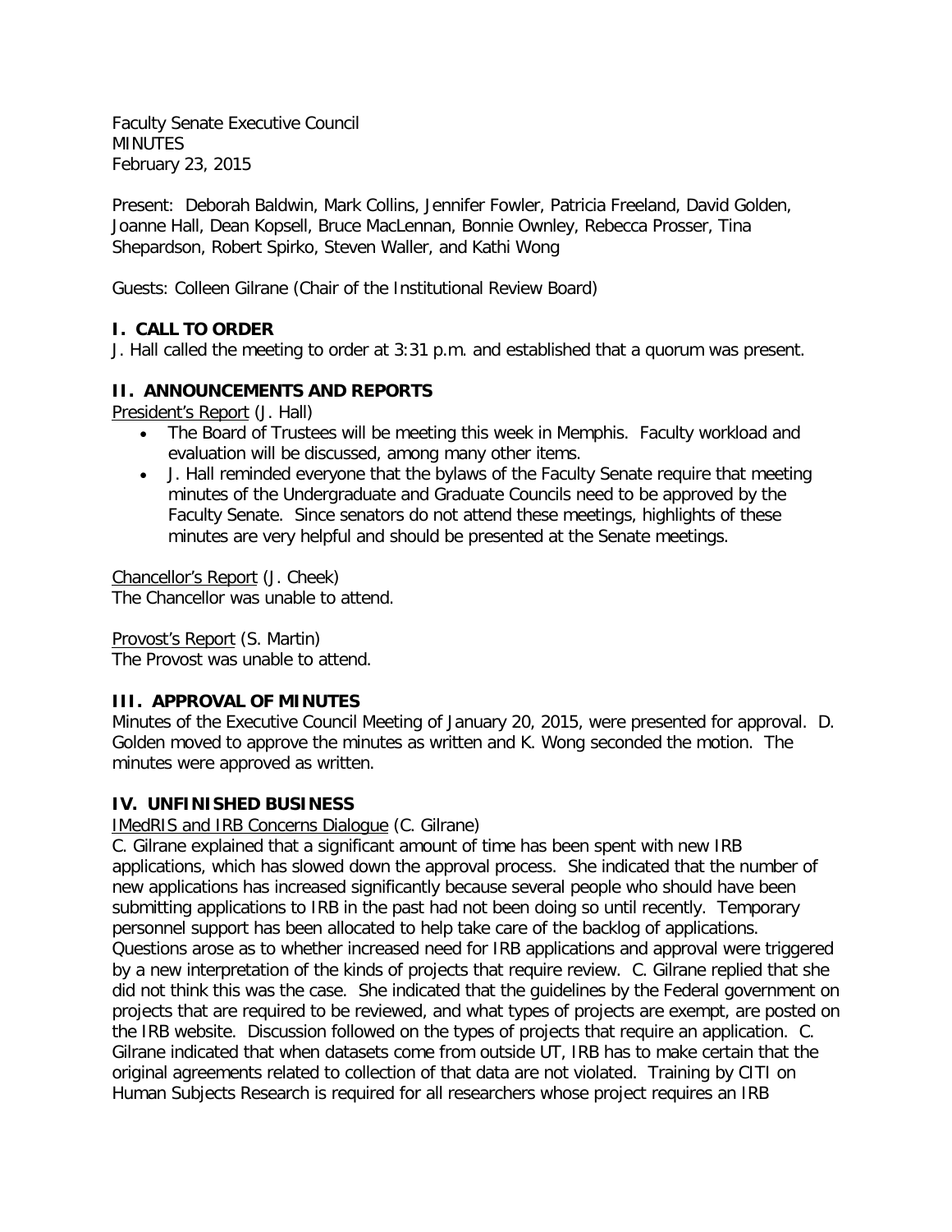Faculty Senate Executive Council
MINUTES
February 23, 2015

Present: Deborah Baldwin, Mark Collins, Jennifer Fowler, Patricia Freeland, David Golden, Joanne Hall, Dean Kopsell, Bruce MacLennan, Bonnie Ownley, Rebecca Prosser, Tina Shepardson, Robert Spirko, Steven Waller, and Kathi Wong

Guests: Colleen Gilrane (Chair of the Institutional Review Board)

## I. CALL TO ORDER

J. Hall called the meeting to order at 3:31 p.m. and established that a quorum was present.

## II. ANNOUNCEMENTS AND REPORTS

President's Report (J. Hall)

- The Board of Trustees will be meeting this week in Memphis. Faculty workload and evaluation will be discussed, among many other items.
- J. Hall reminded everyone that the bylaws of the Faculty Senate require that meeting minutes of the Undergraduate and Graduate Councils need to be approved by the Faculty Senate. Since senators do not attend these meetings, highlights of these minutes are very helpful and should be presented at the Senate meetings.

Chancellor's Report (J. Cheek)
The Chancellor was unable to attend.

Provost's Report (S. Martin)
The Provost was unable to attend.

## III. APPROVAL OF MINUTES

Minutes of the Executive Council Meeting of January 20, 2015, were presented for approval. D. Golden moved to approve the minutes as written and K. Wong seconded the motion. The minutes were approved as written.

## IV. UNFINISHED BUSINESS

IMedRIS and IRB Concerns Dialogue (C. Gilrane)
C. Gilrane explained that a significant amount of time has been spent with new IRB applications, which has slowed down the approval process. She indicated that the number of new applications has increased significantly because several people who should have been submitting applications to IRB in the past had not been doing so until recently. Temporary personnel support has been allocated to help take care of the backlog of applications. Questions arose as to whether increased need for IRB applications and approval were triggered by a new interpretation of the kinds of projects that require review. C. Gilrane replied that she did not think this was the case. She indicated that the guidelines by the Federal government on projects that are required to be reviewed, and what types of projects are exempt, are posted on the IRB website. Discussion followed on the types of projects that require an application. C. Gilrane indicated that when datasets come from outside UT, IRB has to make certain that the original agreements related to collection of that data are not violated. Training by CITI on Human Subjects Research is required for all researchers whose project requires an IRB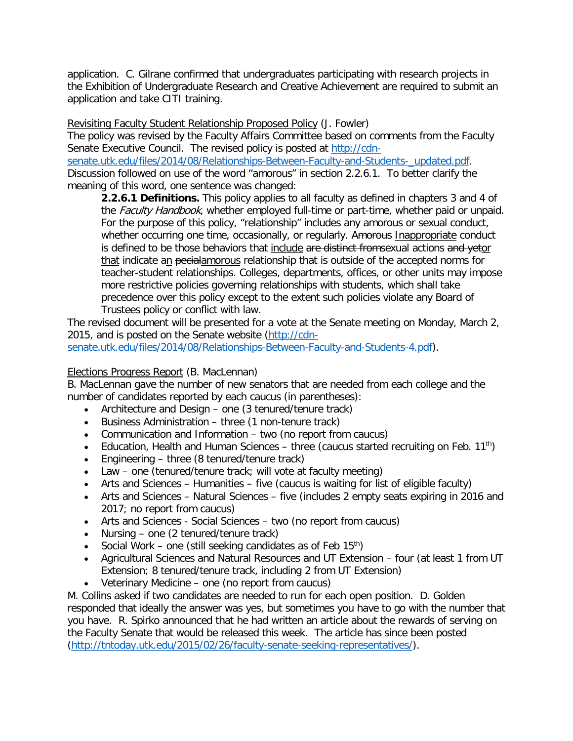application. C. Gilrane confirmed that undergraduates participating with research projects in the Exhibition of Undergraduate Research and Creative Achievement are required to submit an application and take CITI training.

<u>Revisiting Faculty Student Relationship Proposed Policy</u> (J. Fowler)
The policy was revised by the Faculty Affairs Committee based on comments from the Faculty Senate Executive Council. The revised policy is posted at http://cdn-senate.utk.edu/files/2014/08/Relationships-Between-Faculty-and-Students-_updated.pdf. Discussion followed on use of the word "amorous" in section 2.2.6.1. To better clarify the meaning of this word, one sentence was changed:

> **2.2.6.1 Definitions.** This policy applies to all faculty as defined in chapters 3 and 4 of the *Faculty Handbook*, whether employed full-time or part-time, whether paid or unpaid. For the purpose of this policy, "relationship" includes any amorous or sexual conduct, whether occurring one time, occasionally, or regularly. ~~Amorous~~ <u>Inappropriate</u> conduct is defined to be those behaviors that <u>include</u> ~~are distinct from~~sexual actions ~~and yet~~<u>or that</u> indicate a<u>n</u> ~~pecial~~<u>amorous</u> relationship that is outside of the accepted norms for teacher-student relationships. Colleges, departments, offices, or other units may impose more restrictive policies governing relationships with students, which shall take precedence over this policy except to the extent such policies violate any Board of Trustees policy or conflict with law.

The revised document will be presented for a vote at the Senate meeting on Monday, March 2, 2015, and is posted on the Senate website (http://cdn-senate.utk.edu/files/2014/08/Relationships-Between-Faculty-and-Students-4.pdf).

<u>Elections Progress Report</u> (B. MacLennan)
B. MacLennan gave the number of new senators that are needed from each college and the number of candidates reported by each caucus (in parentheses):

- Architecture and Design – one (3 tenured/tenure track)
- Business Administration – three (1 non-tenure track)
- Communication and Information – two (no report from caucus)
- Education, Health and Human Sciences – three (caucus started recruiting on Feb. 11th)
- Engineering – three (8 tenured/tenure track)
- Law – one (tenured/tenure track; will vote at faculty meeting)
- Arts and Sciences – Humanities – five (caucus is waiting for list of eligible faculty)
- Arts and Sciences – Natural Sciences – five (includes 2 empty seats expiring in 2016 and 2017; no report from caucus)
- Arts and Sciences - Social Sciences – two (no report from caucus)
- Nursing – one (2 tenured/tenure track)
- Social Work – one (still seeking candidates as of Feb 15th)
- Agricultural Sciences and Natural Resources and UT Extension – four (at least 1 from UT Extension; 8 tenured/tenure track, including 2 from UT Extension)
- Veterinary Medicine – one (no report from caucus)

M. Collins asked if two candidates are needed to run for each open position. D. Golden responded that ideally the answer was yes, but sometimes you have to go with the number that you have. R. Spirko announced that he had written an article about the rewards of serving on the Faculty Senate that would be released this week. The article has since been posted (http://tntoday.utk.edu/2015/02/26/faculty-senate-seeking-representatives/).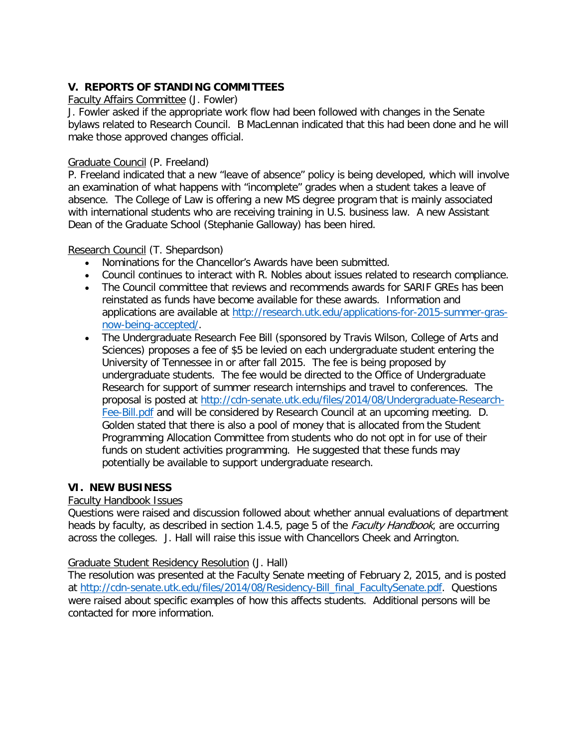## V. REPORTS OF STANDING COMMITTEES

Faculty Affairs Committee (J. Fowler)

J. Fowler asked if the appropriate work flow had been followed with changes in the Senate bylaws related to Research Council. B MacLennan indicated that this had been done and he will make those approved changes official.

Graduate Council (P. Freeland)

P. Freeland indicated that a new "leave of absence" policy is being developed, which will involve an examination of what happens with "incomplete" grades when a student takes a leave of absence. The College of Law is offering a new MS degree program that is mainly associated with international students who are receiving training in U.S. business law. A new Assistant Dean of the Graduate School (Stephanie Galloway) has been hired.

Research Council (T. Shepardson)

- Nominations for the Chancellor's Awards have been submitted.
- Council continues to interact with R. Nobles about issues related to research compliance.
- The Council committee that reviews and recommends awards for SARIF GREs has been reinstated as funds have become available for these awards. Information and applications are available at http://research.utk.edu/applications-for-2015-summer-gras-now-being-accepted/.
- The Undergraduate Research Fee Bill (sponsored by Travis Wilson, College of Arts and Sciences) proposes a fee of $5 be levied on each undergraduate student entering the University of Tennessee in or after fall 2015. The fee is being proposed by undergraduate students. The fee would be directed to the Office of Undergraduate Research for support of summer research internships and travel to conferences. The proposal is posted at http://cdn-senate.utk.edu/files/2014/08/Undergraduate-Research-Fee-Bill.pdf and will be considered by Research Council at an upcoming meeting. D. Golden stated that there is also a pool of money that is allocated from the Student Programming Allocation Committee from students who do not opt in for use of their funds on student activities programming. He suggested that these funds may potentially be available to support undergraduate research.

## VI. NEW BUSINESS

Faculty Handbook Issues

Questions were raised and discussion followed about whether annual evaluations of department heads by faculty, as described in section 1.4.5, page 5 of the *Faculty Handbook*, are occurring across the colleges. J. Hall will raise this issue with Chancellors Cheek and Arrington.

Graduate Student Residency Resolution (J. Hall)

The resolution was presented at the Faculty Senate meeting of February 2, 2015, and is posted at http://cdn-senate.utk.edu/files/2014/08/Residency-Bill_final_FacultySenate.pdf. Questions were raised about specific examples of how this affects students. Additional persons will be contacted for more information.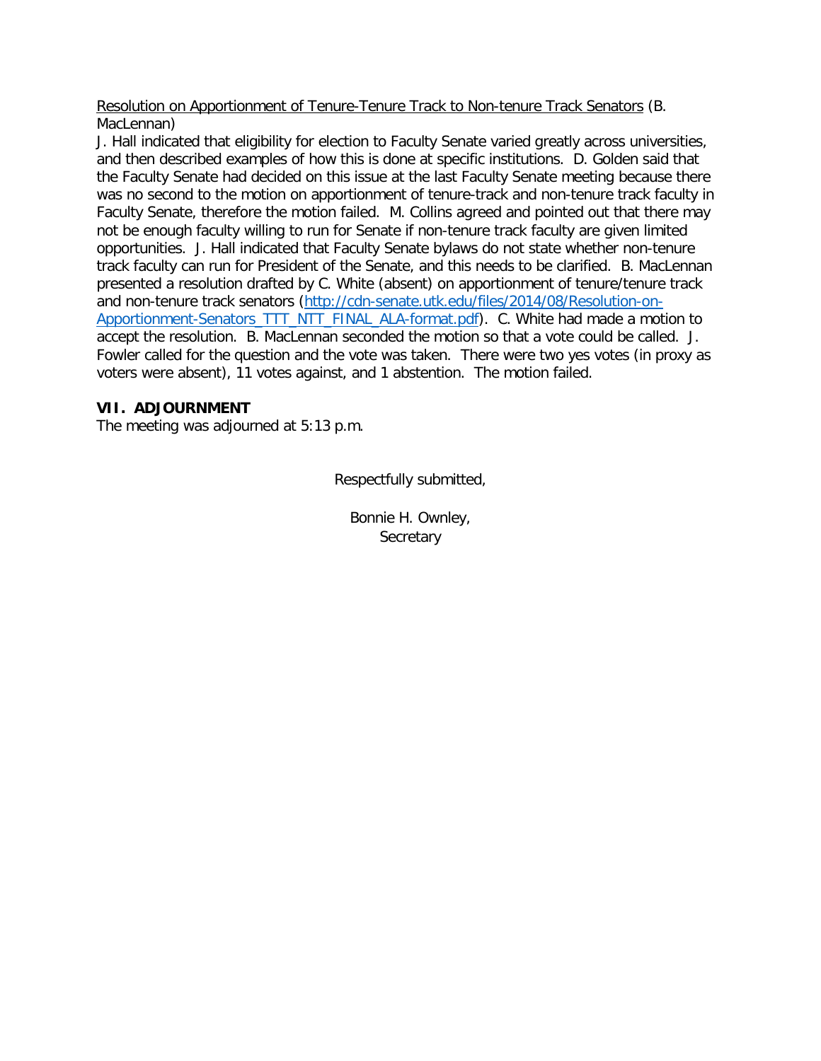<u>Resolution on Apportionment of Tenure-Tenure Track to Non-tenure Track Senators</u> (B. MacLennan)

J. Hall indicated that eligibility for election to Faculty Senate varied greatly across universities, and then described examples of how this is done at specific institutions. D. Golden said that the Faculty Senate had decided on this issue at the last Faculty Senate meeting because there was no second to the motion on apportionment of tenure-track and non-tenure track faculty in Faculty Senate, therefore the motion failed. M. Collins agreed and pointed out that there may not be enough faculty willing to run for Senate if non-tenure track faculty are given limited opportunities. J. Hall indicated that Faculty Senate bylaws do not state whether non-tenure track faculty can run for President of the Senate, and this needs to be clarified. B. MacLennan presented a resolution drafted by C. White (absent) on apportionment of tenure/tenure track and non-tenure track senators ([http://cdn-senate.utk.edu/files/2014/08/Resolution-on-Apportionment-Senators_TTT_NTT_FINAL_ALA-format.pdf](http://cdn-senate.utk.edu/files/2014/08/Resolution-on-Apportionment-Senators_TTT_NTT_FINAL_ALA-format.pdf)). C. White had made a motion to accept the resolution. B. MacLennan seconded the motion so that a vote could be called. J. Fowler called for the question and the vote was taken. There were two yes votes (in proxy as voters were absent), 11 votes against, and 1 abstention. The motion failed.

## VII. ADJOURNMENT

The meeting was adjourned at 5:13 p.m.

Respectfully submitted,

Bonnie H. Ownley,
Secretary